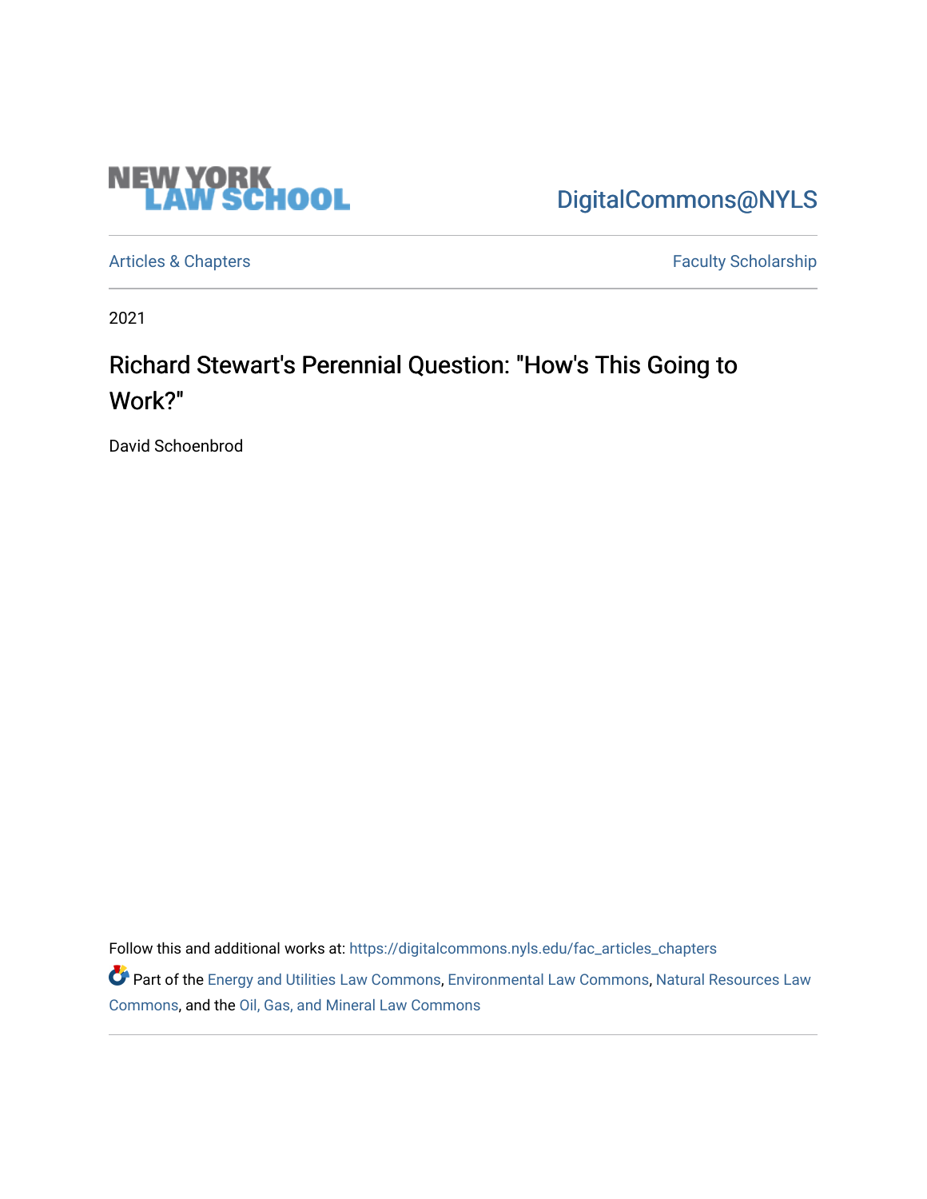NEW YORK LAW SCHOOL

DigitalCommons@NYLS

Articles & Chapters

Faculty Scholarship

2021

# Richard Stewart's Perennial Question: "How's This Going to Work?"

David Schoenbrod

Follow this and additional works at: https://digitalcommons.nyls.edu/fac_articles_chapters

Part of the Energy and Utilities Law Commons, Environmental Law Commons, Natural Resources Law Commons, and the Oil, Gas, and Mineral Law Commons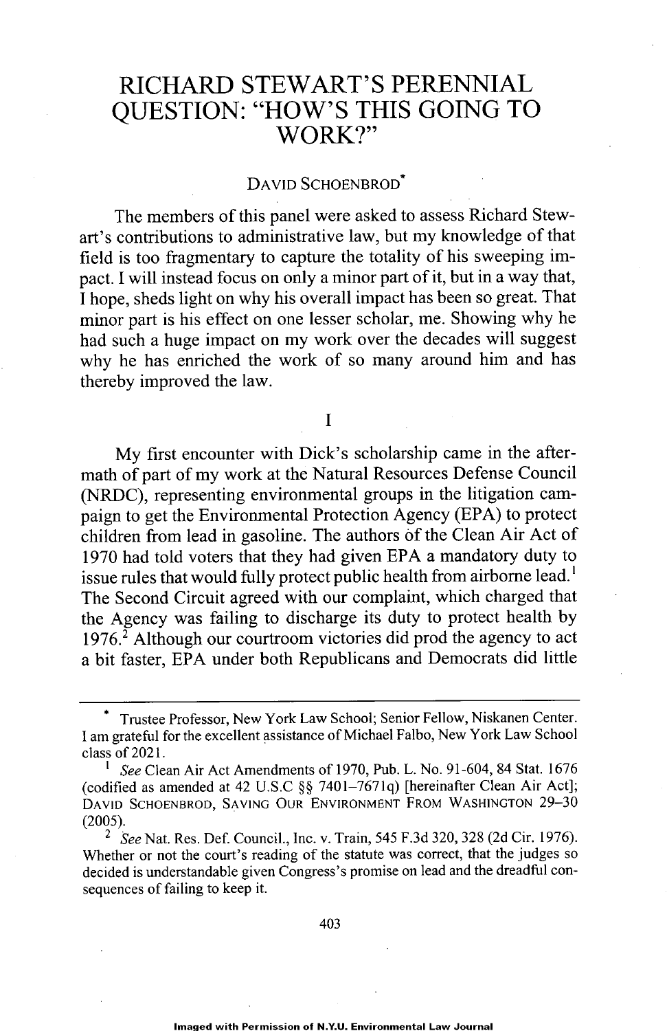# RICHARD STEWART'S PERENNIAL QUESTION: "HOW'S THIS GOING TO WORK?"

DAVID SCHOENBROD*

The members of this panel were asked to assess Richard Stewart's contributions to administrative law, but my knowledge of that field is too fragmentary to capture the totality of his sweeping impact. I will instead focus on only a minor part of it, but in a way that, I hope, sheds light on why his overall impact has been so great. That minor part is his effect on one lesser scholar, me. Showing why he had such a huge impact on my work over the decades will suggest why he has enriched the work of so many around him and has thereby improved the law.

## I

My first encounter with Dick's scholarship came in the aftermath of part of my work at the Natural Resources Defense Council (NRDC), representing environmental groups in the litigation campaign to get the Environmental Protection Agency (EPA) to protect children from lead in gasoline. The authors of the Clean Air Act of 1970 had told voters that they had given EPA a mandatory duty to issue rules that would fully protect public health from airborne lead.[1] The Second Circuit agreed with our complaint, which charged that the Agency was failing to discharge its duty to protect health by 1976.[2] Although our courtroom victories did prod the agency to act a bit faster, EPA under both Republicans and Democrats did little

---

\* Trustee Professor, New York Law School; Senior Fellow, Niskanen Center. I am grateful for the excellent assistance of Michael Falbo, New York Law School class of 2021.

[1] *See* Clean Air Act Amendments of 1970, Pub. L. No. 91-604, 84 Stat. 1676 (codified as amended at 42 U.S.C §§ 7401–7671q) [hereinafter Clean Air Act]; DAVID SCHOENBROD, SAVING OUR ENVIRONMENT FROM WASHINGTON 29–30 (2005).

[2] *See* Nat. Res. Def. Council., Inc. v. Train, 545 F.3d 320, 328 (2d Cir. 1976). Whether or not the court's reading of the statute was correct, that the judges so decided is understandable given Congress's promise on lead and the dreadful consequences of failing to keep it.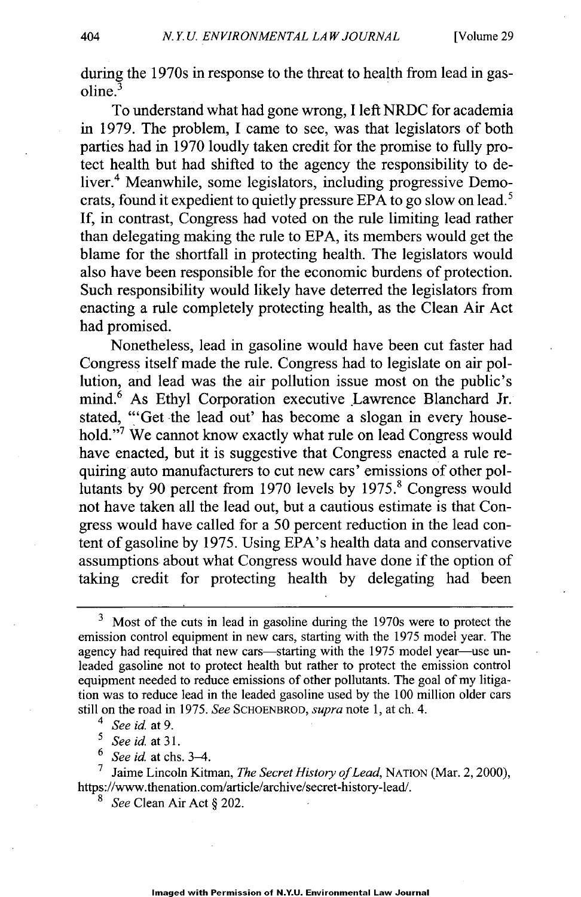during the 1970s in response to the threat to health from lead in gasoline.[3]

To understand what had gone wrong, I left NRDC for academia in 1979. The problem, I came to see, was that legislators of both parties had in 1970 loudly taken credit for the promise to fully protect health but had shifted to the agency the responsibility to deliver.[4] Meanwhile, some legislators, including progressive Democrats, found it expedient to quietly pressure EPA to go slow on lead.[5] If, in contrast, Congress had voted on the rule limiting lead rather than delegating making the rule to EPA, its members would get the blame for the shortfall in protecting health. The legislators would also have been responsible for the economic burdens of protection. Such responsibility would likely have deterred the legislators from enacting a rule completely protecting health, as the Clean Air Act had promised.

Nonetheless, lead in gasoline would have been cut faster had Congress itself made the rule. Congress had to legislate on air pollution, and lead was the air pollution issue most on the public's mind.[6] As Ethyl Corporation executive Lawrence Blanchard Jr. stated, "'Get the lead out' has become a slogan in every household."[7] We cannot know exactly what rule on lead Congress would have enacted, but it is suggestive that Congress enacted a rule requiring auto manufacturers to cut new cars' emissions of other pollutants by 90 percent from 1970 levels by 1975.[8] Congress would not have taken all the lead out, but a cautious estimate is that Congress would have called for a 50 percent reduction in the lead content of gasoline by 1975. Using EPA's health data and conservative assumptions about what Congress would have done if the option of taking credit for protecting health by delegating had been

---

[3] Most of the cuts in lead in gasoline during the 1970s were to protect the emission control equipment in new cars, starting with the 1975 model year. The agency had required that new cars—starting with the 1975 model year—use unleaded gasoline not to protect health but rather to protect the emission control equipment needed to reduce emissions of other pollutants. The goal of my litigation was to reduce lead in the leaded gasoline used by the 100 million older cars still on the road in 1975. *See* SCHOENBROD, *supra* note 1, at ch. 4.

[4] *See id.* at 9.

[5] *See id.* at 31.

[6] *See id.* at chs. 3–4.

[7] Jaime Lincoln Kitman, *The Secret History of Lead*, NATION (Mar. 2, 2000), https://www.thenation.com/article/archive/secret-history-lead/.

[8] *See* Clean Air Act § 202.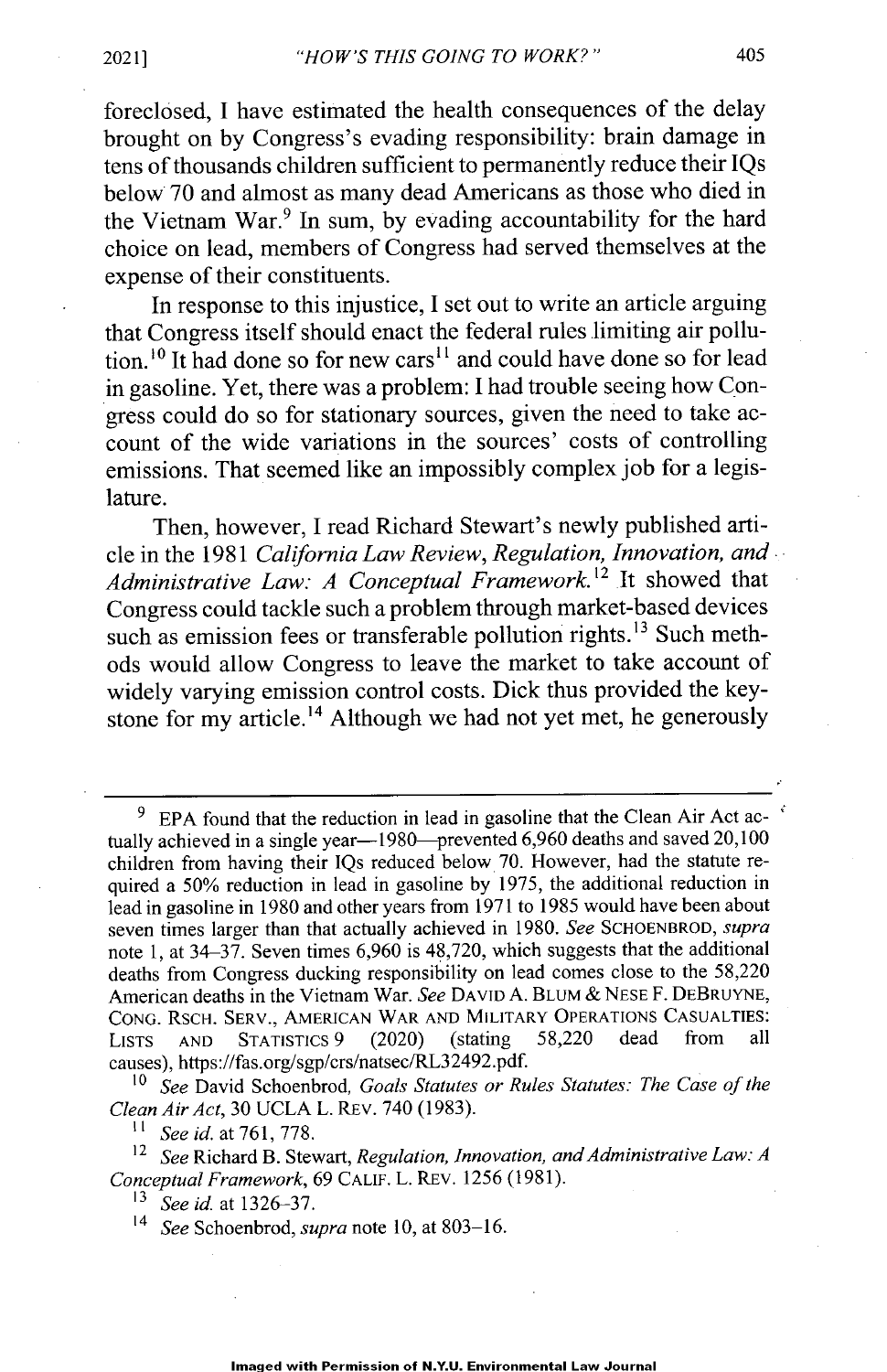foreclosed, I have estimated the health consequences of the delay brought on by Congress's evading responsibility: brain damage in tens of thousands children sufficient to permanently reduce their IQs below 70 and almost as many dead Americans as those who died in the Vietnam War.[9] In sum, by evading accountability for the hard choice on lead, members of Congress had served themselves at the expense of their constituents.

In response to this injustice, I set out to write an article arguing that Congress itself should enact the federal rules limiting air pollution.[10] It had done so for new cars[11] and could have done so for lead in gasoline. Yet, there was a problem: I had trouble seeing how Congress could do so for stationary sources, given the need to take account of the wide variations in the sources' costs of controlling emissions. That seemed like an impossibly complex job for a legislature.

Then, however, I read Richard Stewart's newly published article in the 1981 *California Law Review*, *Regulation, Innovation, and Administrative Law: A Conceptual Framework*.[12] It showed that Congress could tackle such a problem through market-based devices such as emission fees or transferable pollution rights.[13] Such methods would allow Congress to leave the market to take account of widely varying emission control costs. Dick thus provided the keystone for my article.[14] Although we had not yet met, he generously

---

[9] EPA found that the reduction in lead in gasoline that the Clean Air Act actually achieved in a single year—1980—prevented 6,960 deaths and saved 20,100 children from having their IQs reduced below 70. However, had the statute required a 50% reduction in lead in gasoline by 1975, the additional reduction in lead in gasoline in 1980 and other years from 1971 to 1985 would have been about seven times larger than that actually achieved in 1980. *See* SCHOENBROD, *supra* note 1, at 34–37. Seven times 6,960 is 48,720, which suggests that the additional deaths from Congress ducking responsibility on lead comes close to the 58,220 American deaths in the Vietnam War. *See* DAVID A. BLUM & NESE F. DEBRUYNE, CONG. RSCH. SERV., AMERICAN WAR AND MILITARY OPERATIONS CASUALTIES: LISTS AND STATISTICS 9 (2020) (stating 58,220 dead from all causes), https://fas.org/sgp/crs/natsec/RL32492.pdf.

[10] *See* David Schoenbrod, *Goals Statutes or Rules Statutes: The Case of the Clean Air Act*, 30 UCLA L. REV. 740 (1983).

[11] *See id.* at 761, 778.

[12] *See* Richard B. Stewart, *Regulation, Innovation, and Administrative Law: A Conceptual Framework*, 69 CALIF. L. REV. 1256 (1981).

[13] *See id.* at 1326–37.

[14] *See* Schoenbrod, *supra* note 10, at 803–16.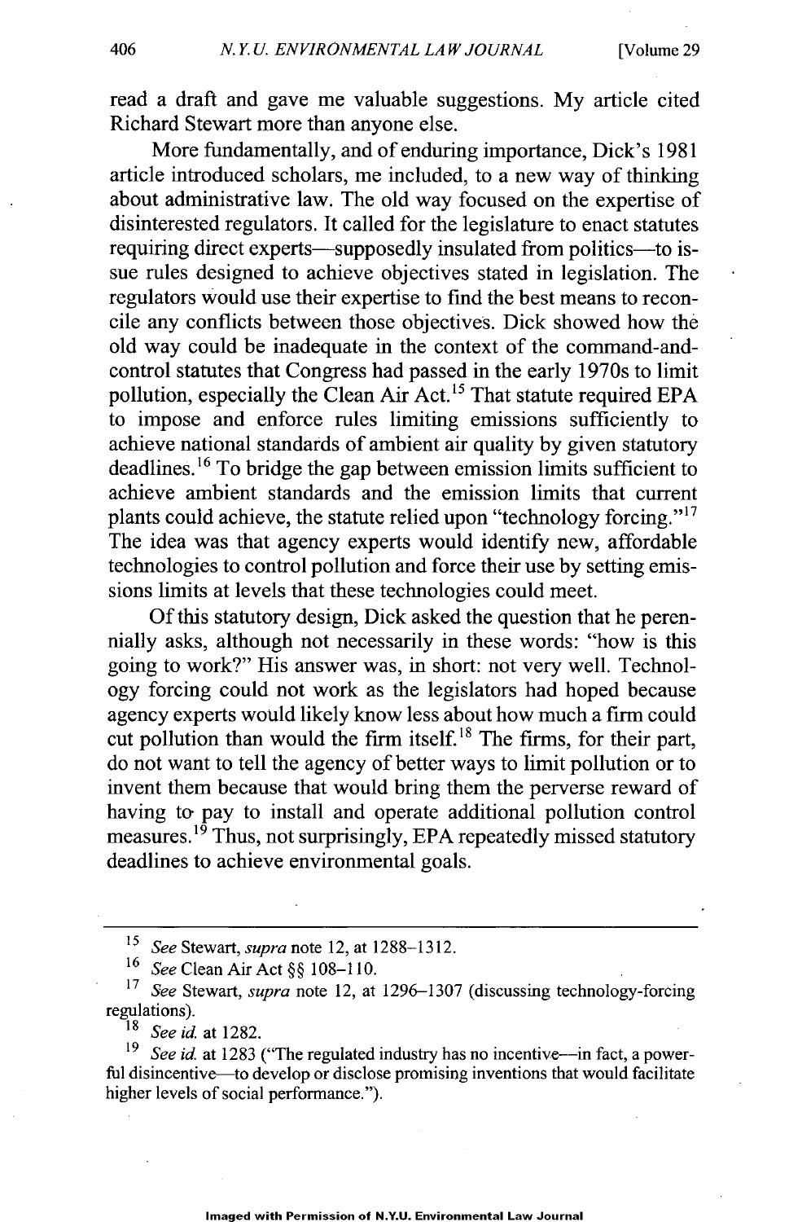read a draft and gave me valuable suggestions. My article cited Richard Stewart more than anyone else.

More fundamentally, and of enduring importance, Dick's 1981 article introduced scholars, me included, to a new way of thinking about administrative law. The old way focused on the expertise of disinterested regulators. It called for the legislature to enact statutes requiring direct experts—supposedly insulated from politics—to issue rules designed to achieve objectives stated in legislation. The regulators would use their expertise to find the best means to reconcile any conflicts between those objectives. Dick showed how the old way could be inadequate in the context of the command-and-control statutes that Congress had passed in the early 1970s to limit pollution, especially the Clean Air Act.[15] That statute required EPA to impose and enforce rules limiting emissions sufficiently to achieve national standards of ambient air quality by given statutory deadlines.[16] To bridge the gap between emission limits sufficient to achieve ambient standards and the emission limits that current plants could achieve, the statute relied upon "technology forcing."[17] The idea was that agency experts would identify new, affordable technologies to control pollution and force their use by setting emissions limits at levels that these technologies could meet.

Of this statutory design, Dick asked the question that he perennially asks, although not necessarily in these words: "how is this going to work?" His answer was, in short: not very well. Technology forcing could not work as the legislators had hoped because agency experts would likely know less about how much a firm could cut pollution than would the firm itself.[18] The firms, for their part, do not want to tell the agency of better ways to limit pollution or to invent them because that would bring them the perverse reward of having to pay to install and operate additional pollution control measures.[19] Thus, not surprisingly, EPA repeatedly missed statutory deadlines to achieve environmental goals.

---

[15] *See* Stewart, *supra* note 12, at 1288–1312.

[16] *See* Clean Air Act §§ 108–110.

[17] *See* Stewart, *supra* note 12, at 1296–1307 (discussing technology-forcing regulations).

[18] *See id.* at 1282.

[19] *See id.* at 1283 ("The regulated industry has no incentive—in fact, a powerful disincentive—to develop or disclose promising inventions that would facilitate higher levels of social performance.").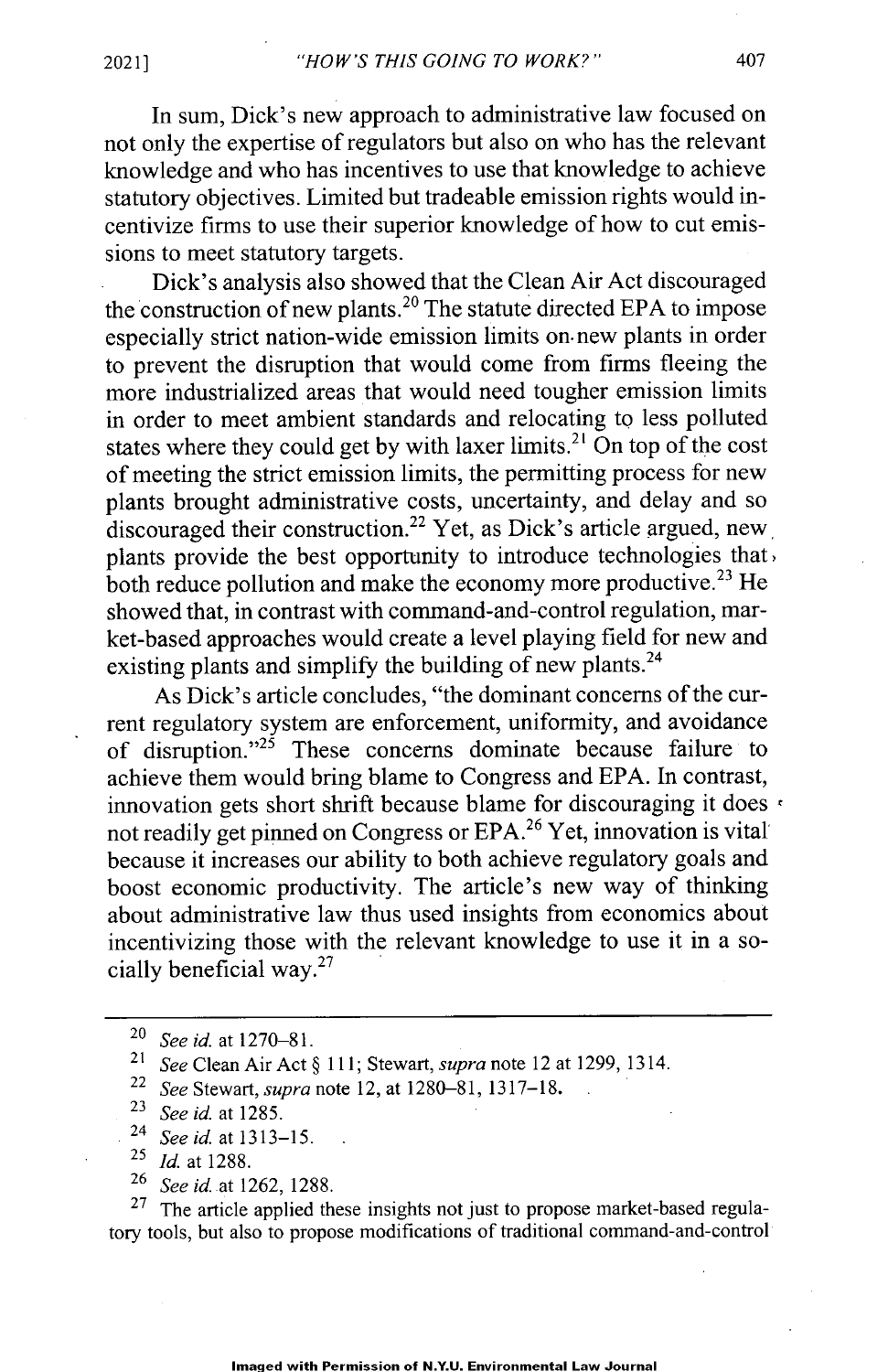In sum, Dick's new approach to administrative law focused on not only the expertise of regulators but also on who has the relevant knowledge and who has incentives to use that knowledge to achieve statutory objectives. Limited but tradeable emission rights would incentivize firms to use their superior knowledge of how to cut emissions to meet statutory targets.

Dick's analysis also showed that the Clean Air Act discouraged the construction of new plants.[20] The statute directed EPA to impose especially strict nation-wide emission limits on new plants in order to prevent the disruption that would come from firms fleeing the more industrialized areas that would need tougher emission limits in order to meet ambient standards and relocating to less polluted states where they could get by with laxer limits.[21] On top of the cost of meeting the strict emission limits, the permitting process for new plants brought administrative costs, uncertainty, and delay and so discouraged their construction.[22] Yet, as Dick's article argued, new plants provide the best opportunity to introduce technologies that both reduce pollution and make the economy more productive.[23] He showed that, in contrast with command-and-control regulation, market-based approaches would create a level playing field for new and existing plants and simplify the building of new plants.[24]

As Dick's article concludes, "the dominant concerns of the current regulatory system are enforcement, uniformity, and avoidance of disruption."[25] These concerns dominate because failure to achieve them would bring blame to Congress and EPA. In contrast, innovation gets short shrift because blame for discouraging it does not readily get pinned on Congress or EPA.[26] Yet, innovation is vital because it increases our ability to both achieve regulatory goals and boost economic productivity. The article's new way of thinking about administrative law thus used insights from economics about incentivizing those with the relevant knowledge to use it in a socially beneficial way.[27]

---

[20] *See id.* at 1270–81.

[21] *See* Clean Air Act § 111; Stewart, *supra* note 12 at 1299, 1314.

[22] *See* Stewart, *supra* note 12, at 1280–81, 1317–18.

[23] *See id.* at 1285.

[24] *See id.* at 1313–15.

[25] *Id.* at 1288.

[26] *See id.* at 1262, 1288.

[27] The article applied these insights not just to propose market-based regulatory tools, but also to propose modifications of traditional command-and-control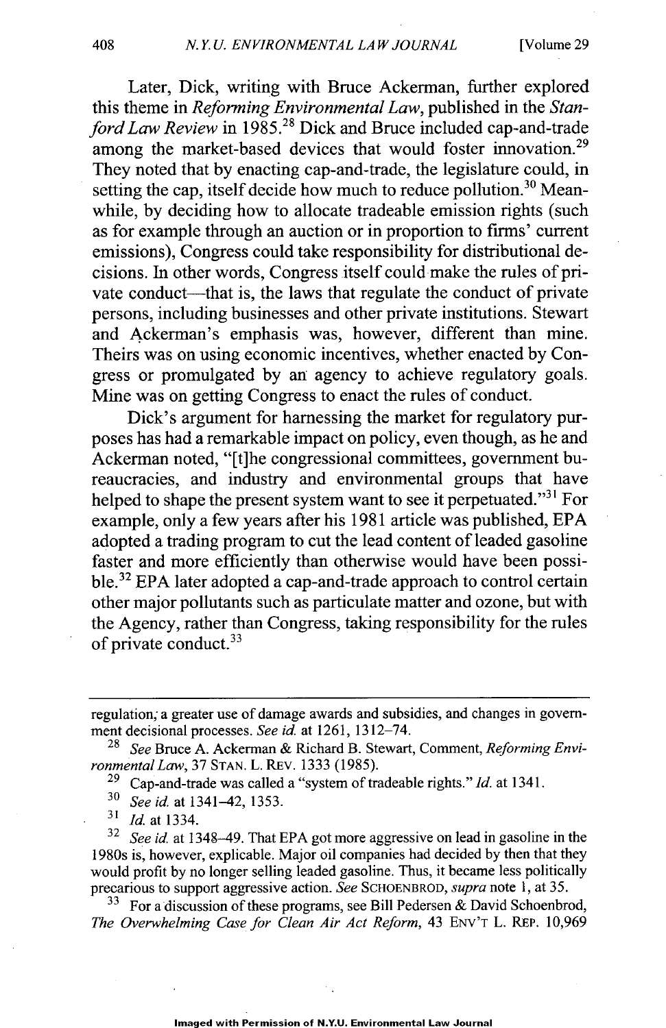Later, Dick, writing with Bruce Ackerman, further explored this theme in *Reforming Environmental Law*, published in the *Stanford Law Review* in 1985.[28] Dick and Bruce included cap-and-trade among the market-based devices that would foster innovation.[29] They noted that by enacting cap-and-trade, the legislature could, in setting the cap, itself decide how much to reduce pollution.[30] Meanwhile, by deciding how to allocate tradeable emission rights (such as for example through an auction or in proportion to firms' current emissions), Congress could take responsibility for distributional decisions. In other words, Congress itself could make the rules of private conduct—that is, the laws that regulate the conduct of private persons, including businesses and other private institutions. Stewart and Ackerman's emphasis was, however, different than mine. Theirs was on using economic incentives, whether enacted by Congress or promulgated by an agency to achieve regulatory goals. Mine was on getting Congress to enact the rules of conduct.

Dick's argument for harnessing the market for regulatory purposes has had a remarkable impact on policy, even though, as he and Ackerman noted, "[t]he congressional committees, government bureaucracies, and industry and environmental groups that have helped to shape the present system want to see it perpetuated."[31] For example, only a few years after his 1981 article was published, EPA adopted a trading program to cut the lead content of leaded gasoline faster and more efficiently than otherwise would have been possible.[32] EPA later adopted a cap-and-trade approach to control certain other major pollutants such as particulate matter and ozone, but with the Agency, rather than Congress, taking responsibility for the rules of private conduct.[33]

---

regulation; a greater use of damage awards and subsidies, and changes in government decisional processes. *See id.* at 1261, 1312–74.

[28] *See* Bruce A. Ackerman & Richard B. Stewart, Comment, *Reforming Environmental Law*, 37 STAN. L. REV. 1333 (1985).

[29] Cap-and-trade was called a "system of tradeable rights." *Id.* at 1341.

[30] *See id.* at 1341–42, 1353.

[31] *Id.* at 1334.

[32] *See id.* at 1348–49. That EPA got more aggressive on lead in gasoline in the 1980s is, however, explicable. Major oil companies had decided by then that they would profit by no longer selling leaded gasoline. Thus, it became less politically precarious to support aggressive action. *See* SCHOENBROD, *supra* note 1, at 35.

[33] For a discussion of these programs, see Bill Pedersen & David Schoenbrod, *The Overwhelming Case for Clean Air Act Reform*, 43 ENV'T L. REP. 10,969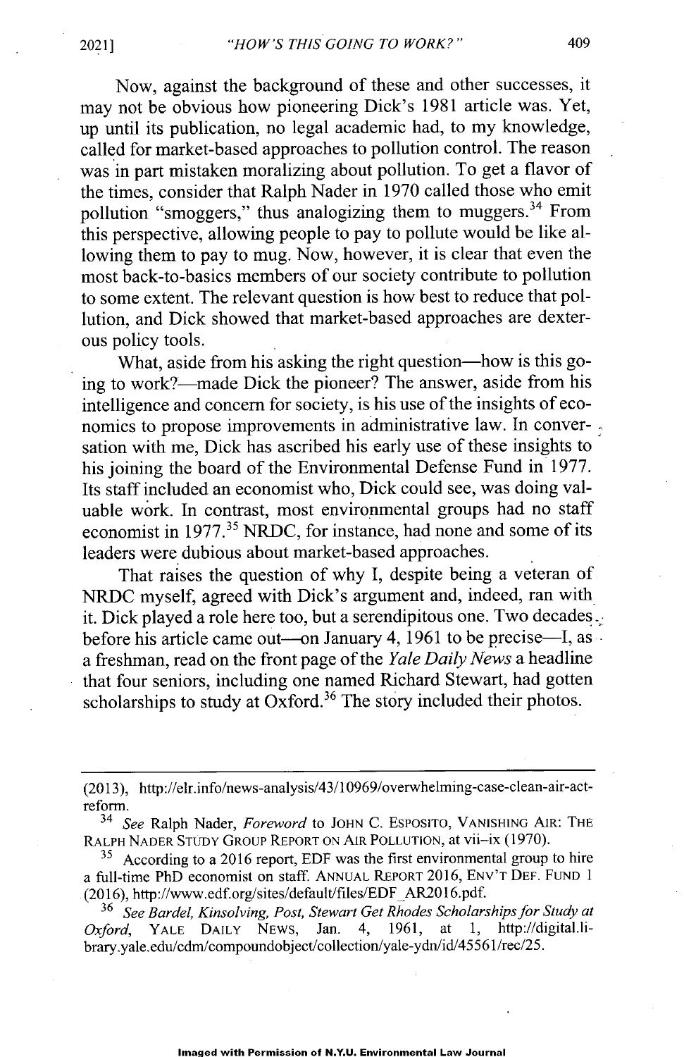Now, against the background of these and other successes, it may not be obvious how pioneering Dick's 1981 article was. Yet, up until its publication, no legal academic had, to my knowledge, called for market-based approaches to pollution control. The reason was in part mistaken moralizing about pollution. To get a flavor of the times, consider that Ralph Nader in 1970 called those who emit pollution "smoggers," thus analogizing them to muggers.[34] From this perspective, allowing people to pay to pollute would be like allowing them to pay to mug. Now, however, it is clear that even the most back-to-basics members of our society contribute to pollution to some extent. The relevant question is how best to reduce that pollution, and Dick showed that market-based approaches are dexterous policy tools.

What, aside from his asking the right question—how is this going to work?—made Dick the pioneer? The answer, aside from his intelligence and concern for society, is his use of the insights of economics to propose improvements in administrative law. In conversation with me, Dick has ascribed his early use of these insights to his joining the board of the Environmental Defense Fund in 1977. Its staff included an economist who, Dick could see, was doing valuable work. In contrast, most environmental groups had no staff economist in 1977.[35] NRDC, for instance, had none and some of its leaders were dubious about market-based approaches.

That raises the question of why I, despite being a veteran of NRDC myself, agreed with Dick's argument and, indeed, ran with it. Dick played a role here too, but a serendipitous one. Two decades before his article came out—on January 4, 1961 to be precise—I, as a freshman, read on the front page of the *Yale Daily News* a headline that four seniors, including one named Richard Stewart, had gotten scholarships to study at Oxford.[36] The story included their photos.

---

(2013), http://elr.info/news-analysis/43/10969/overwhelming-case-clean-air-act-reform.

[34] *See* Ralph Nader, *Foreword* to JOHN C. ESPOSITO, VANISHING AIR: THE RALPH NADER STUDY GROUP REPORT ON AIR POLLUTION, at vii–ix (1970).

[35] According to a 2016 report, EDF was the first environmental group to hire a full-time PhD economist on staff. ANNUAL REPORT 2016, ENV'T DEF. FUND 1 (2016), http://www.edf.org/sites/default/files/EDF_AR2016.pdf.

[36] *See Bardel, Kinsolving, Post, Stewart Get Rhodes Scholarships for Study at Oxford*, YALE DAILY NEWS, Jan. 4, 1961, at 1, http://digital.library.yale.edu/cdm/compoundobject/collection/yale-ydn/id/45561/rec/25.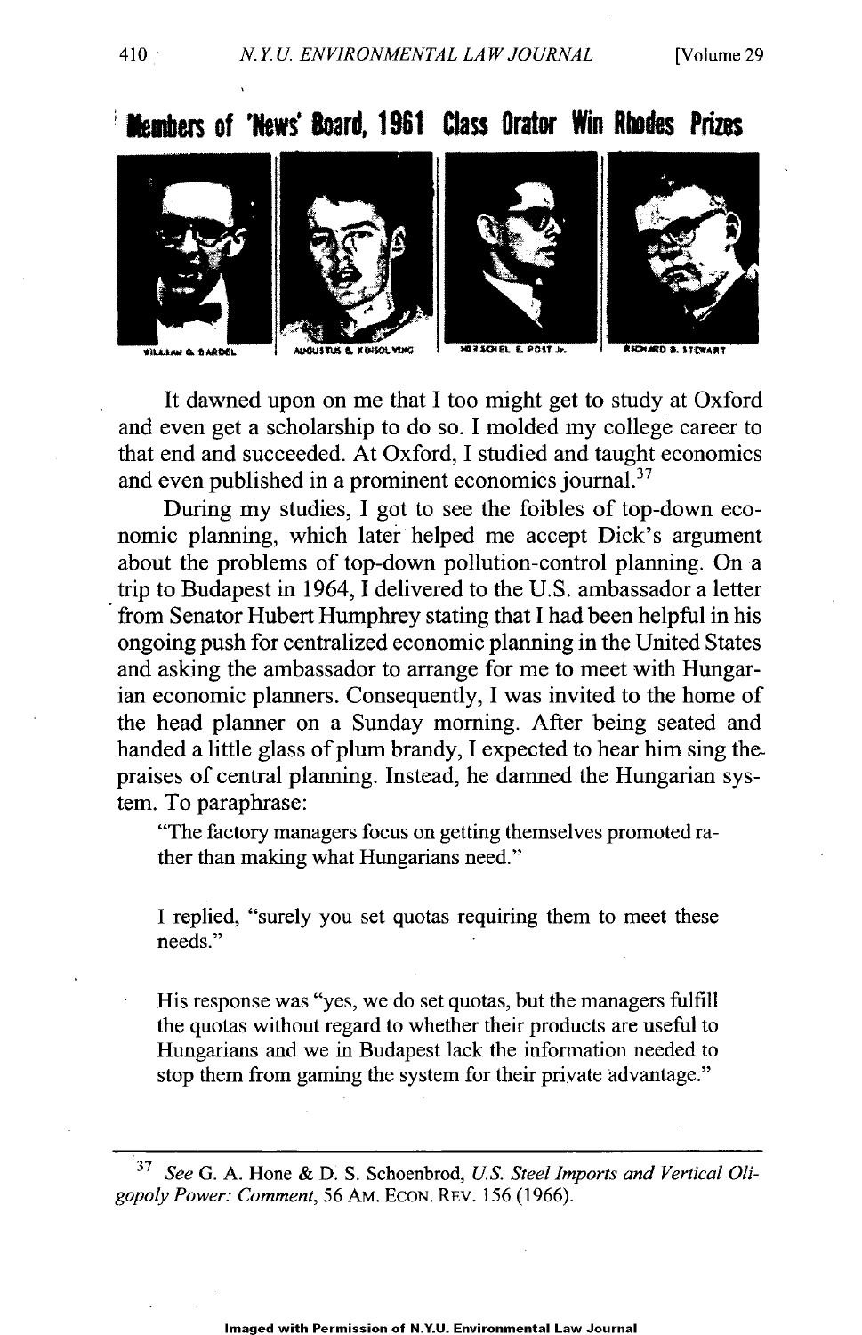Members of 'News' Board, 1961 Class Orator Win Rhodes Prizes

WILLIAM G. BARDEL | AUGUSTUS B. KINSOLVING | HERSCHEL E. POST Jr. | RICHARD B. STEWART

It dawned upon on me that I too might get to study at Oxford and even get a scholarship to do so. I molded my college career to that end and succeeded. At Oxford, I studied and taught economics and even published in a prominent economics journal.[37]

During my studies, I got to see the foibles of top-down economic planning, which later helped me accept Dick's argument about the problems of top-down pollution-control planning. On a trip to Budapest in 1964, I delivered to the U.S. ambassador a letter from Senator Hubert Humphrey stating that I had been helpful in his ongoing push for centralized economic planning in the United States and asking the ambassador to arrange for me to meet with Hungarian economic planners. Consequently, I was invited to the home of the head planner on a Sunday morning. After being seated and handed a little glass of plum brandy, I expected to hear him sing the praises of central planning. Instead, he damned the Hungarian system. To paraphrase:

> "The factory managers focus on getting themselves promoted rather than making what Hungarians need."
>
> I replied, "surely you set quotas requiring them to meet these needs."
>
> His response was "yes, we do set quotas, but the managers fulfill the quotas without regard to whether their products are useful to Hungarians and we in Budapest lack the information needed to stop them from gaming the system for their private advantage."

---

[37] *See* G. A. Hone & D. S. Schoenbrod, *U.S. Steel Imports and Vertical Oligopoly Power: Comment*, 56 AM. ECON. REV. 156 (1966).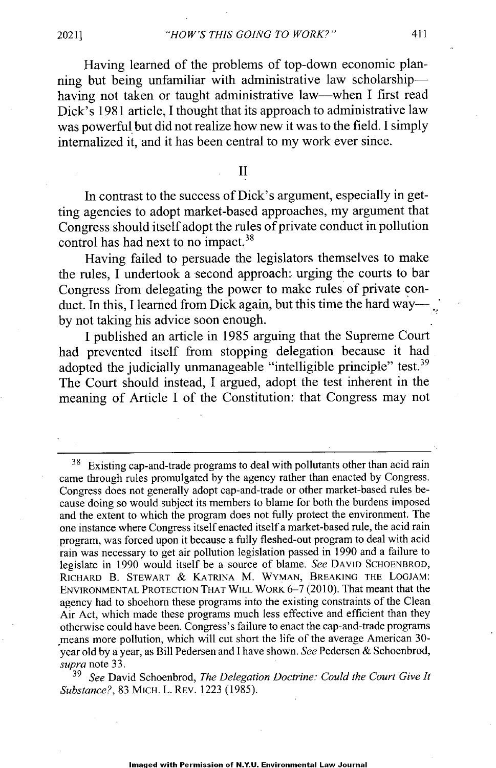Having learned of the problems of top-down economic planning but being unfamiliar with administrative law scholarship—having not taken or taught administrative law—when I first read Dick's 1981 article, I thought that its approach to administrative law was powerful but did not realize how new it was to the field. I simply internalized it, and it has been central to my work ever since.

## II

In contrast to the success of Dick's argument, especially in getting agencies to adopt market-based approaches, my argument that Congress should itself adopt the rules of private conduct in pollution control has had next to no impact.[38]

Having failed to persuade the legislators themselves to make the rules, I undertook a second approach: urging the courts to bar Congress from delegating the power to make rules of private conduct. In this, I learned from Dick again, but this time the hard way—by not taking his advice soon enough.

I published an article in 1985 arguing that the Supreme Court had prevented itself from stopping delegation because it had adopted the judicially unmanageable "intelligible principle" test.[39] The Court should instead, I argued, adopt the test inherent in the meaning of Article I of the Constitution: that Congress may not

---

[38] Existing cap-and-trade programs to deal with pollutants other than acid rain came through rules promulgated by the agency rather than enacted by Congress. Congress does not generally adopt cap-and-trade or other market-based rules because doing so would subject its members to blame for both the burdens imposed and the extent to which the program does not fully protect the environment. The one instance where Congress itself enacted itself a market-based rule, the acid rain program, was forced upon it because a fully fleshed-out program to deal with acid rain was necessary to get air pollution legislation passed in 1990 and a failure to legislate in 1990 would itself be a source of blame. *See* DAVID SCHOENBROD, RICHARD B. STEWART & KATRINA M. WYMAN, BREAKING THE LOGJAM: ENVIRONMENTAL PROTECTION THAT WILL WORK 6–7 (2010). That meant that the agency had to shoehorn these programs into the existing constraints of the Clean Air Act, which made these programs much less effective and efficient than they otherwise could have been. Congress's failure to enact the cap-and-trade programs means more pollution, which will cut short the life of the average American 30-year old by a year, as Bill Pedersen and I have shown. *See* Pedersen & Schoenbrod, *supra* note 33.

[39] *See* David Schoenbrod, *The Delegation Doctrine: Could the Court Give It Substance?*, 83 MICH. L. REV. 1223 (1985).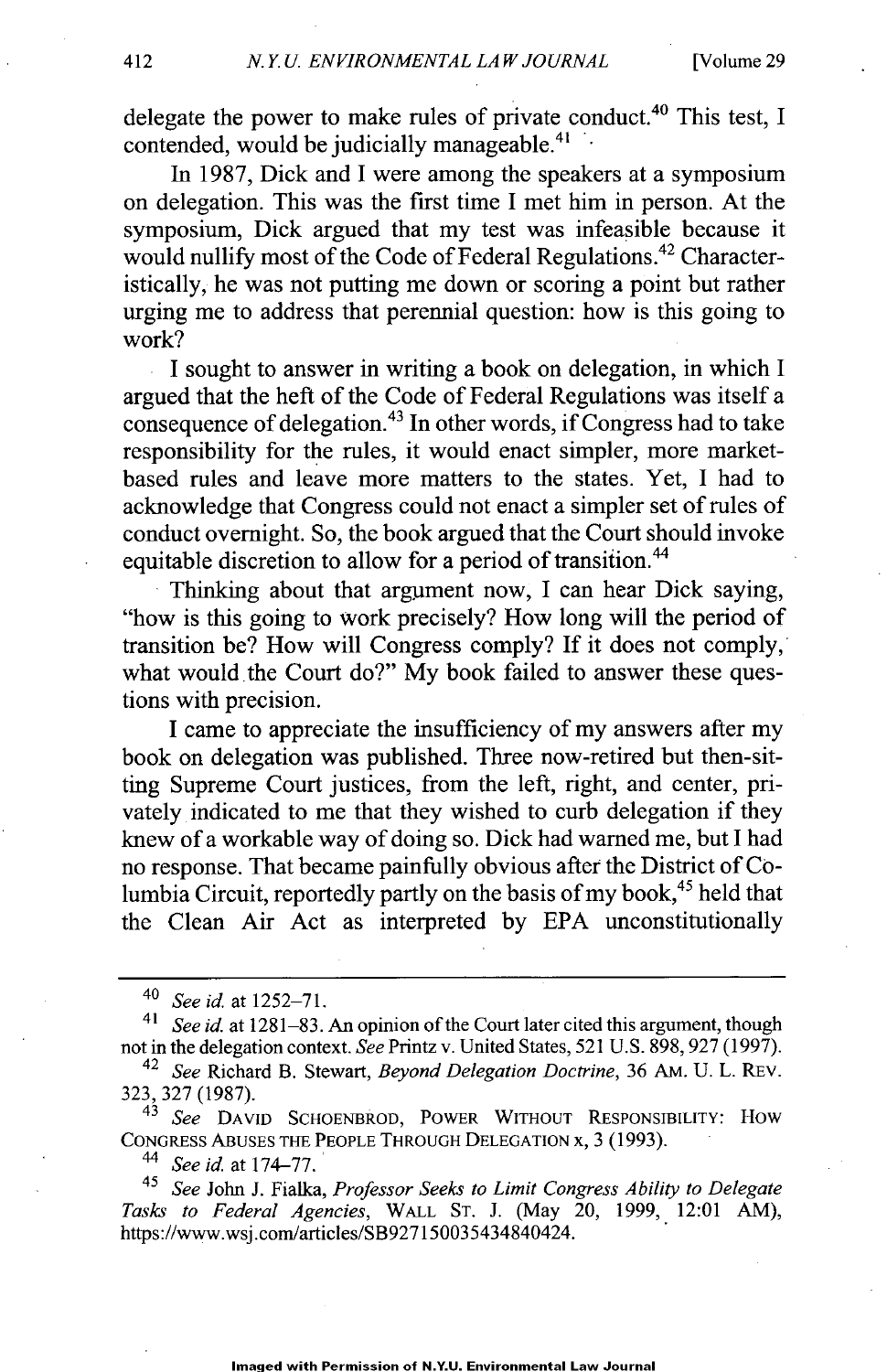delegate the power to make rules of private conduct.[40] This test, I contended, would be judicially manageable.[41]

In 1987, Dick and I were among the speakers at a symposium on delegation. This was the first time I met him in person. At the symposium, Dick argued that my test was infeasible because it would nullify most of the Code of Federal Regulations.[42] Characteristically, he was not putting me down or scoring a point but rather urging me to address that perennial question: how is this going to work?

I sought to answer in writing a book on delegation, in which I argued that the heft of the Code of Federal Regulations was itself a consequence of delegation.[43] In other words, if Congress had to take responsibility for the rules, it would enact simpler, more market-based rules and leave more matters to the states. Yet, I had to acknowledge that Congress could not enact a simpler set of rules of conduct overnight. So, the book argued that the Court should invoke equitable discretion to allow for a period of transition.[44]

Thinking about that argument now, I can hear Dick saying, "how is this going to work precisely? How long will the period of transition be? How will Congress comply? If it does not comply, what would the Court do?" My book failed to answer these questions with precision.

I came to appreciate the insufficiency of my answers after my book on delegation was published. Three now-retired but then-sitting Supreme Court justices, from the left, right, and center, privately indicated to me that they wished to curb delegation if they knew of a workable way of doing so. Dick had warned me, but I had no response. That became painfully obvious after the District of Columbia Circuit, reportedly partly on the basis of my book,[45] held that the Clean Air Act as interpreted by EPA unconstitutionally

---

[40] *See id.* at 1252–71.

[41] *See id.* at 1281–83. An opinion of the Court later cited this argument, though not in the delegation context. *See* Printz v. United States, 521 U.S. 898, 927 (1997).

[42] *See* Richard B. Stewart, *Beyond Delegation Doctrine*, 36 AM. U. L. REV. 323, 327 (1987).

[43] *See* DAVID SCHOENBROD, POWER WITHOUT RESPONSIBILITY: HOW CONGRESS ABUSES THE PEOPLE THROUGH DELEGATION x, 3 (1993).

[44] *See id.* at 174–77.

[45] *See* John J. Fialka, *Professor Seeks to Limit Congress Ability to Delegate Tasks to Federal Agencies*, WALL ST. J. (May 20, 1999, 12:01 AM), https://www.wsj.com/articles/SB927150035434840424.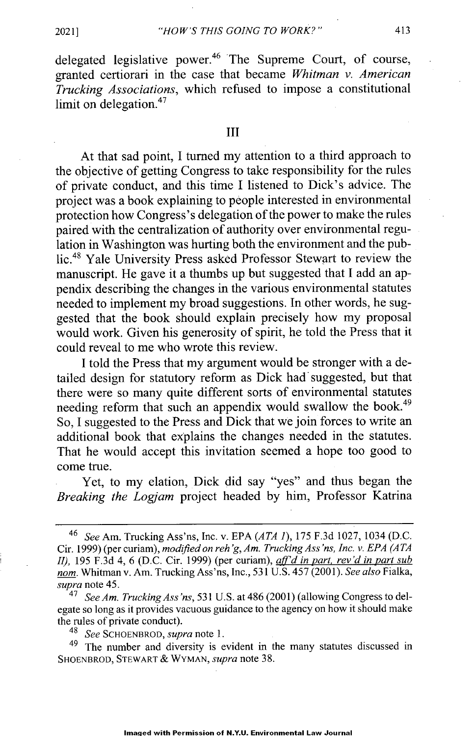delegated legislative power.[46] The Supreme Court, of course, granted certiorari in the case that became *Whitman v. American Trucking Associations*, which refused to impose a constitutional limit on delegation.[47]

## III

At that sad point, I turned my attention to a third approach to the objective of getting Congress to take responsibility for the rules of private conduct, and this time I listened to Dick's advice. The project was a book explaining to people interested in environmental protection how Congress's delegation of the power to make the rules paired with the centralization of authority over environmental regulation in Washington was hurting both the environment and the public.[48] Yale University Press asked Professor Stewart to review the manuscript. He gave it a thumbs up but suggested that I add an appendix describing the changes in the various environmental statutes needed to implement my broad suggestions. In other words, he suggested that the book should explain precisely how my proposal would work. Given his generosity of spirit, he told the Press that it could reveal to me who wrote this review.

I told the Press that my argument would be stronger with a detailed design for statutory reform as Dick had suggested, but that there were so many quite different sorts of environmental statutes needing reform that such an appendix would swallow the book.[49] So, I suggested to the Press and Dick that we join forces to write an additional book that explains the changes needed in the statutes. That he would accept this invitation seemed a hope too good to come true.

Yet, to my elation, Dick did say "yes" and thus began the *Breaking the Logjam* project headed by him, Professor Katrina

---

[46] *See* Am. Trucking Ass'ns, Inc. v. EPA (*ATA I*), 175 F.3d 1027, 1034 (D.C. Cir. 1999) (per curiam), *modified on reh'g*, *Am. Trucking Ass'ns, Inc. v. EPA (ATA II)*, 195 F.3d 4, 6 (D.C. Cir. 1999) (per curiam), *aff'd in part, rev'd in part sub nom.* Whitman v. Am. Trucking Ass'ns, Inc., 531 U.S. 457 (2001). *See also* Fialka, *supra* note 45.

[47] *See Am. Trucking Ass'ns*, 531 U.S. at 486 (2001) (allowing Congress to delegate so long as it provides vacuous guidance to the agency on how it should make the rules of private conduct).

[48] *See* SCHOENBROD, *supra* note 1.

[49] The number and diversity is evident in the many statutes discussed in SHOENBROD, STEWART & WYMAN, *supra* note 38.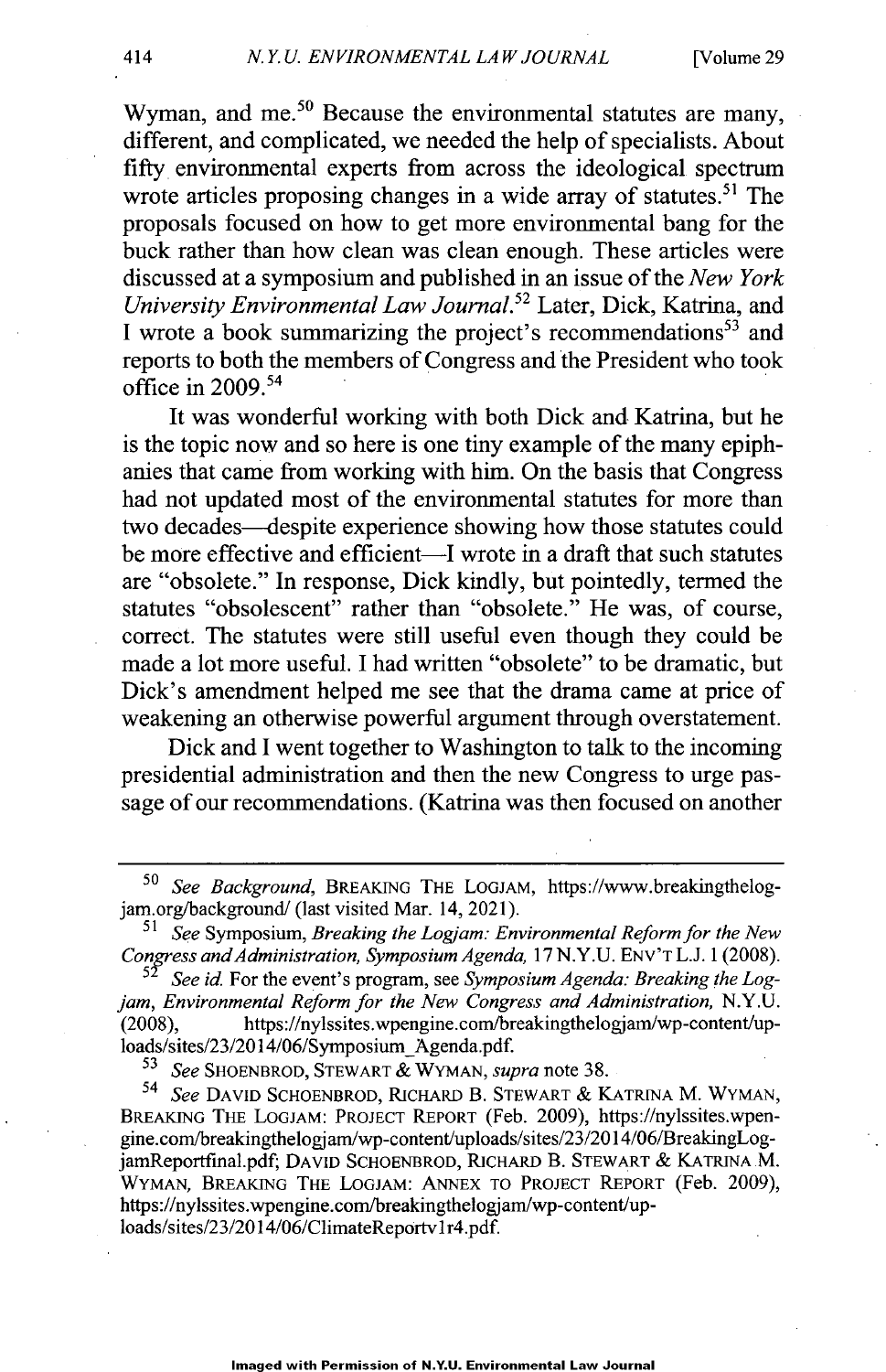Wyman, and me.[50] Because the environmental statutes are many, different, and complicated, we needed the help of specialists. About fifty environmental experts from across the ideological spectrum wrote articles proposing changes in a wide array of statutes.[51] The proposals focused on how to get more environmental bang for the buck rather than how clean was clean enough. These articles were discussed at a symposium and published in an issue of the *New York University Environmental Law Journal*.[52] Later, Dick, Katrina, and I wrote a book summarizing the project's recommendations[53] and reports to both the members of Congress and the President who took office in 2009.[54]

It was wonderful working with both Dick and Katrina, but he is the topic now and so here is one tiny example of the many epiphanies that came from working with him. On the basis that Congress had not updated most of the environmental statutes for more than two decades—despite experience showing how those statutes could be more effective and efficient—I wrote in a draft that such statutes are "obsolete." In response, Dick kindly, but pointedly, termed the statutes "obsolescent" rather than "obsolete." He was, of course, correct. The statutes were still useful even though they could be made a lot more useful. I had written "obsolete" to be dramatic, but Dick's amendment helped me see that the drama came at price of weakening an otherwise powerful argument through overstatement.

Dick and I went together to Washington to talk to the incoming presidential administration and then the new Congress to urge passage of our recommendations. (Katrina was then focused on another

---

[50] *See Background*, BREAKING THE LOGJAM, https://www.breakingthelogjam.org/background/ (last visited Mar. 14, 2021).

[51] *See* Symposium, *Breaking the Logjam: Environmental Reform for the New Congress and Administration, Symposium Agenda,* 17 N.Y.U. ENV'T L.J. 1 (2008).

[52] *See id.* For the event's program, see *Symposium Agenda: Breaking the Logjam, Environmental Reform for the New Congress and Administration,* N.Y.U. (2008), https://nylssites.wpengine.com/breakingthelogjam/wp-content/uploads/sites/23/2014/06/Symposium_Agenda.pdf.

[53] *See* SHOENBROD, STEWART & WYMAN, *supra* note 38.

[54] *See* DAVID SCHOENBROD, RICHARD B. STEWART & KATRINA M. WYMAN, BREAKING THE LOGJAM: PROJECT REPORT (Feb. 2009), https://nylssites.wpengine.com/breakingthelogjam/wp-content/uploads/sites/23/2014/06/BreakingLogjamReportfinal.pdf; DAVID SCHOENBROD, RICHARD B. STEWART & KATRINA M. WYMAN, BREAKING THE LOGJAM: ANNEX TO PROJECT REPORT (Feb. 2009), https://nylssites.wpengine.com/breakingthelogjam/wp-content/uploads/sites/23/2014/06/ClimateReportv1r4.pdf.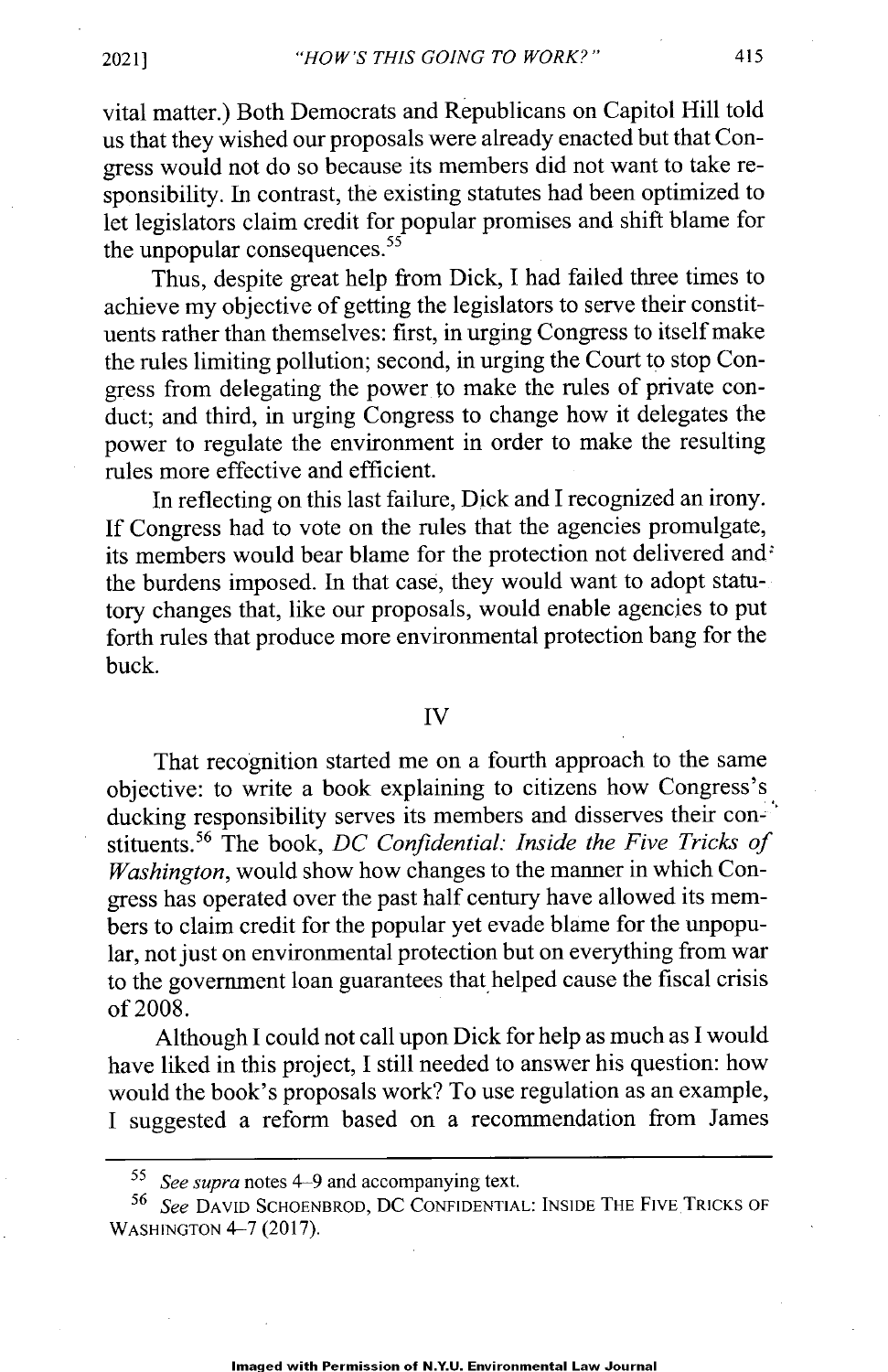vital matter.) Both Democrats and Republicans on Capitol Hill told us that they wished our proposals were already enacted but that Congress would not do so because its members did not want to take responsibility. In contrast, the existing statutes had been optimized to let legislators claim credit for popular promises and shift blame for the unpopular consequences.[55]

Thus, despite great help from Dick, I had failed three times to achieve my objective of getting the legislators to serve their constituents rather than themselves: first, in urging Congress to itself make the rules limiting pollution; second, in urging the Court to stop Congress from delegating the power to make the rules of private conduct; and third, in urging Congress to change how it delegates the power to regulate the environment in order to make the resulting rules more effective and efficient.

In reflecting on this last failure, Dick and I recognized an irony. If Congress had to vote on the rules that the agencies promulgate, its members would bear blame for the protection not delivered and the burdens imposed. In that case, they would want to adopt statutory changes that, like our proposals, would enable agencies to put forth rules that produce more environmental protection bang for the buck.

## IV

That recognition started me on a fourth approach to the same objective: to write a book explaining to citizens how Congress's ducking responsibility serves its members and disserves their constituents.[56] The book, *DC Confidential: Inside the Five Tricks of Washington*, would show how changes to the manner in which Congress has operated over the past half century have allowed its members to claim credit for the popular yet evade blame for the unpopular, not just on environmental protection but on everything from war to the government loan guarantees that helped cause the fiscal crisis of 2008.

Although I could not call upon Dick for help as much as I would have liked in this project, I still needed to answer his question: how would the book's proposals work? To use regulation as an example, I suggested a reform based on a recommendation from James

---

[55] *See supra* notes 4–9 and accompanying text.

[56] *See* DAVID SCHOENBROD, DC CONFIDENTIAL: INSIDE THE FIVE TRICKS OF WASHINGTON 4–7 (2017).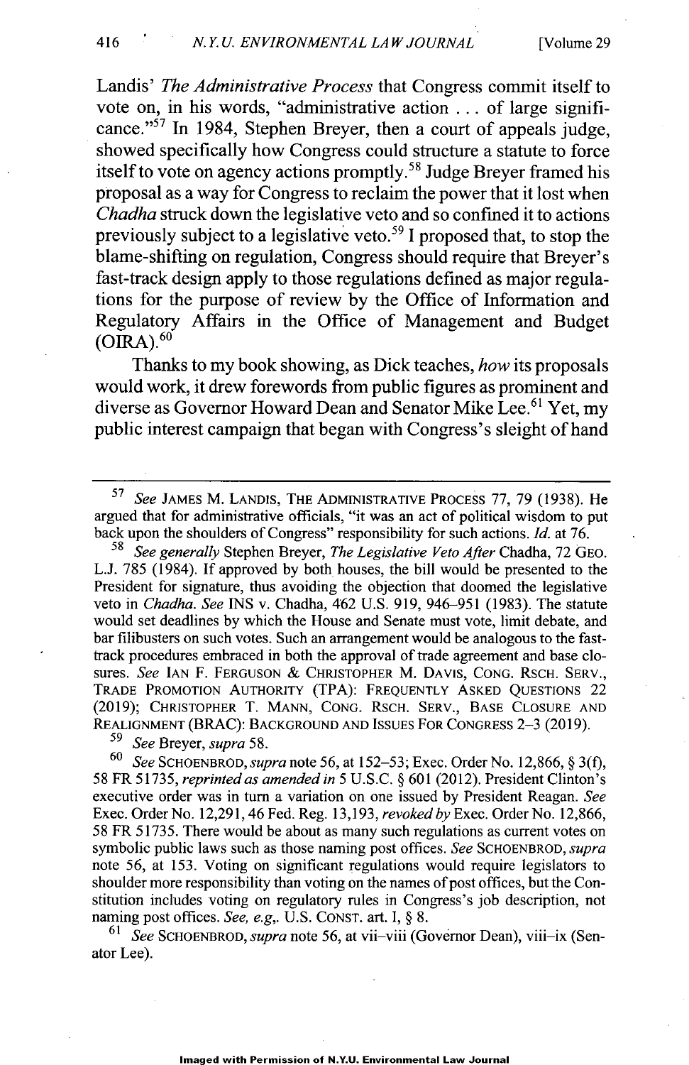Landis' *The Administrative Process* that Congress commit itself to vote on, in his words, "administrative action . . . of large significance."[57] In 1984, Stephen Breyer, then a court of appeals judge, showed specifically how Congress could structure a statute to force itself to vote on agency actions promptly.[58] Judge Breyer framed his proposal as a way for Congress to reclaim the power that it lost when *Chadha* struck down the legislative veto and so confined it to actions previously subject to a legislative veto.[59] I proposed that, to stop the blame-shifting on regulation, Congress should require that Breyer's fast-track design apply to those regulations defined as major regulations for the purpose of review by the Office of Information and Regulatory Affairs in the Office of Management and Budget (OIRA).[60]

Thanks to my book showing, as Dick teaches, *how* its proposals would work, it drew forewords from public figures as prominent and diverse as Governor Howard Dean and Senator Mike Lee.[61] Yet, my public interest campaign that began with Congress's sleight of hand

---

[57] *See* JAMES M. LANDIS, THE ADMINISTRATIVE PROCESS 77, 79 (1938). He argued that for administrative officials, "it was an act of political wisdom to put back upon the shoulders of Congress" responsibility for such actions. *Id.* at 76.

[58] *See generally* Stephen Breyer, *The Legislative Veto After* Chadha, 72 GEO. L.J. 785 (1984). If approved by both houses, the bill would be presented to the President for signature, thus avoiding the objection that doomed the legislative veto in *Chadha*. *See* INS v. Chadha, 462 U.S. 919, 946–951 (1983). The statute would set deadlines by which the House and Senate must vote, limit debate, and bar filibusters on such votes. Such an arrangement would be analogous to the fast-track procedures embraced in both the approval of trade agreement and base closures. *See* IAN F. FERGUSON & CHRISTOPHER M. DAVIS, CONG. RSCH. SERV., TRADE PROMOTION AUTHORITY (TPA): FREQUENTLY ASKED QUESTIONS 22 (2019); CHRISTOPHER T. MANN, CONG. RSCH. SERV., BASE CLOSURE AND REALIGNMENT (BRAC): BACKGROUND AND ISSUES FOR CONGRESS 2–3 (2019).

[59] *See* Breyer, *supra* 58.

[60] *See* SCHOENBROD, *supra* note 56, at 152–53; Exec. Order No. 12,866, § 3(f), 58 FR 51735, *reprinted as amended in* 5 U.S.C. § 601 (2012). President Clinton's executive order was in turn a variation on one issued by President Reagan. *See* Exec. Order No. 12,291, 46 Fed. Reg. 13,193, *revoked by* Exec. Order No. 12,866, 58 FR 51735. There would be about as many such regulations as current votes on symbolic public laws such as those naming post offices. *See* SCHOENBROD, *supra* note 56, at 153. Voting on significant regulations would require legislators to shoulder more responsibility than voting on the names of post offices, but the Constitution includes voting on regulatory rules in Congress's job description, not naming post offices. *See, e.g*,. U.S. CONST. art. I, § 8.

[61] *See* SCHOENBROD, *supra* note 56, at vii–viii (Governor Dean), viii–ix (Senator Lee).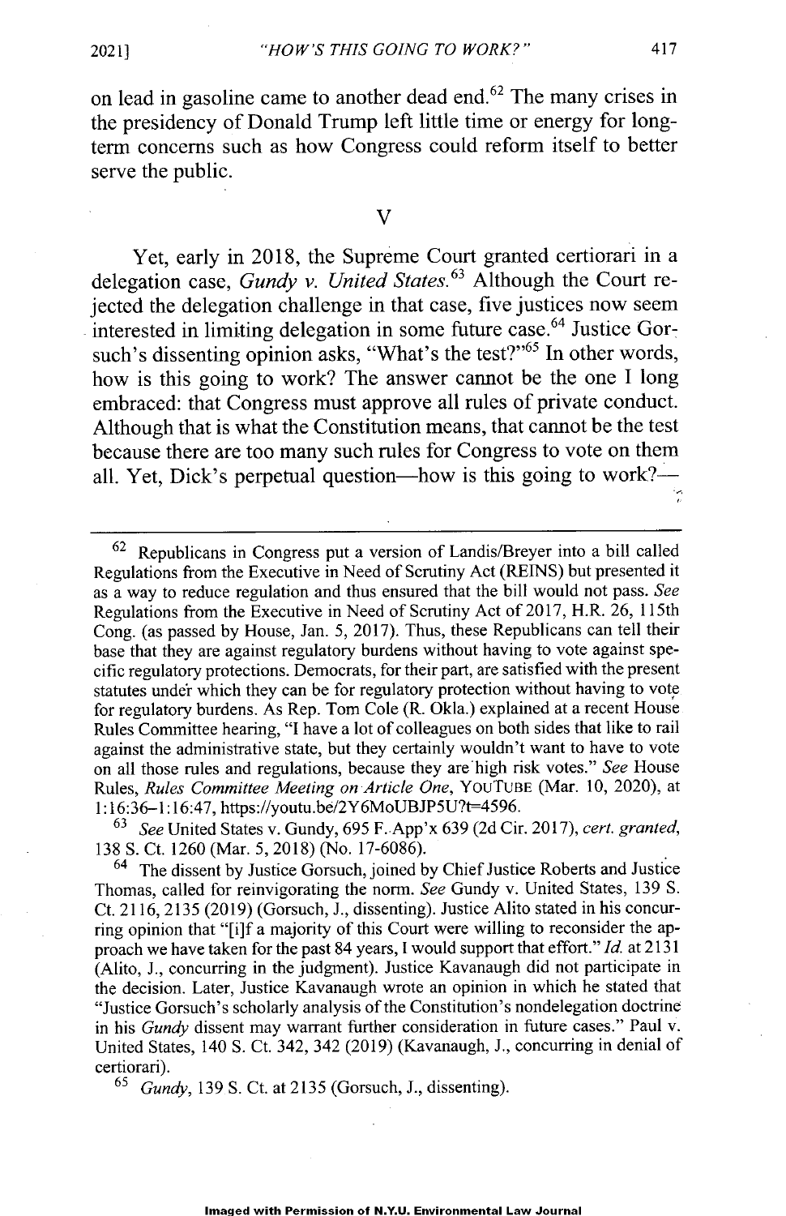on lead in gasoline came to another dead end.[62] The many crises in the presidency of Donald Trump left little time or energy for long-term concerns such as how Congress could reform itself to better serve the public.

## V

Yet, early in 2018, the Supreme Court granted certiorari in a delegation case, *Gundy v. United States.*[63] Although the Court rejected the delegation challenge in that case, five justices now seem interested in limiting delegation in some future case.[64] Justice Gorsuch's dissenting opinion asks, "What's the test?"[65] In other words, how is this going to work? The answer cannot be the one I long embraced: that Congress must approve all rules of private conduct. Although that is what the Constitution means, that cannot be the test because there are too many such rules for Congress to vote on them all. Yet, Dick's perpetual question—how is this going to work?—

---

[62] Republicans in Congress put a version of Landis/Breyer into a bill called Regulations from the Executive in Need of Scrutiny Act (REINS) but presented it as a way to reduce regulation and thus ensured that the bill would not pass. *See* Regulations from the Executive in Need of Scrutiny Act of 2017, H.R. 26, 115th Cong. (as passed by House, Jan. 5, 2017). Thus, these Republicans can tell their base that they are against regulatory burdens without having to vote against specific regulatory protections. Democrats, for their part, are satisfied with the present statutes under which they can be for regulatory protection without having to vote for regulatory burdens. As Rep. Tom Cole (R. Okla.) explained at a recent House Rules Committee hearing, "I have a lot of colleagues on both sides that like to rail against the administrative state, but they certainly wouldn't want to have to vote on all those rules and regulations, because they are high risk votes." *See* House Rules, *Rules Committee Meeting on Article One*, YOUTUBE (Mar. 10, 2020), at 1:16:36–1:16:47, https://youtu.be/2Y6MoUBJP5U?t=4596.

[63] *See* United States v. Gundy, 695 F. App'x 639 (2d Cir. 2017), *cert. granted*, 138 S. Ct. 1260 (Mar. 5, 2018) (No. 17-6086).

[64] The dissent by Justice Gorsuch, joined by Chief Justice Roberts and Justice Thomas, called for reinvigorating the norm. *See* Gundy v. United States, 139 S. Ct. 2116, 2135 (2019) (Gorsuch, J., dissenting). Justice Alito stated in his concurring opinion that "[i]f a majority of this Court were willing to reconsider the approach we have taken for the past 84 years, I would support that effort." *Id.* at 2131 (Alito, J., concurring in the judgment). Justice Kavanaugh did not participate in the decision. Later, Justice Kavanaugh wrote an opinion in which he stated that "Justice Gorsuch's scholarly analysis of the Constitution's nondelegation doctrine in his *Gundy* dissent may warrant further consideration in future cases." Paul v. United States, 140 S. Ct. 342, 342 (2019) (Kavanaugh, J., concurring in denial of certiorari).

[65] *Gundy*, 139 S. Ct. at 2135 (Gorsuch, J., dissenting).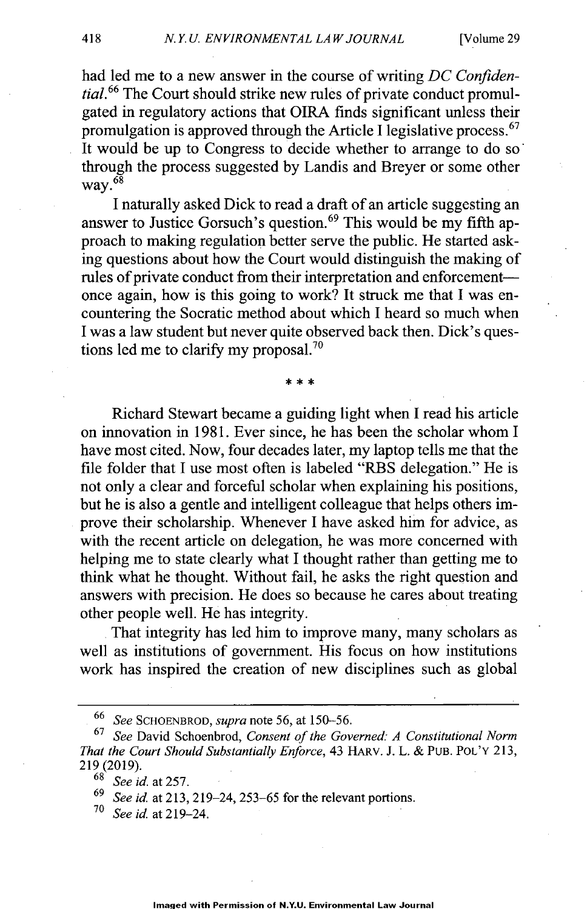had led me to a new answer in the course of writing *DC Confidential*.[66] The Court should strike new rules of private conduct promulgated in regulatory actions that OIRA finds significant unless their promulgation is approved through the Article I legislative process.[67] It would be up to Congress to decide whether to arrange to do so through the process suggested by Landis and Breyer or some other way.[68]

I naturally asked Dick to read a draft of an article suggesting an answer to Justice Gorsuch's question.[69] This would be my fifth approach to making regulation better serve the public. He started asking questions about how the Court would distinguish the making of rules of private conduct from their interpretation and enforcement—once again, how is this going to work? It struck me that I was encountering the Socratic method about which I heard so much when I was a law student but never quite observed back then. Dick's questions led me to clarify my proposal.[70]

\* \* \*

Richard Stewart became a guiding light when I read his article on innovation in 1981. Ever since, he has been the scholar whom I have most cited. Now, four decades later, my laptop tells me that the file folder that I use most often is labeled "RBS delegation." He is not only a clear and forceful scholar when explaining his positions, but he is also a gentle and intelligent colleague that helps others improve their scholarship. Whenever I have asked him for advice, as with the recent article on delegation, he was more concerned with helping me to state clearly what I thought rather than getting me to think what he thought. Without fail, he asks the right question and answers with precision. He does so because he cares about treating other people well. He has integrity.

That integrity has led him to improve many, many scholars as well as institutions of government. His focus on how institutions work has inspired the creation of new disciplines such as global

---

[66] *See* SCHOENBROD, *supra* note 56, at 150–56.

[67] *See* David Schoenbrod, *Consent of the Governed: A Constitutional Norm That the Court Should Substantially Enforce*, 43 HARV. J. L. & PUB. POL'Y 213, 219 (2019).

[68] *See id.* at 257.

[69] *See id.* at 213, 219–24, 253–65 for the relevant portions.

[70] *See id.* at 219–24.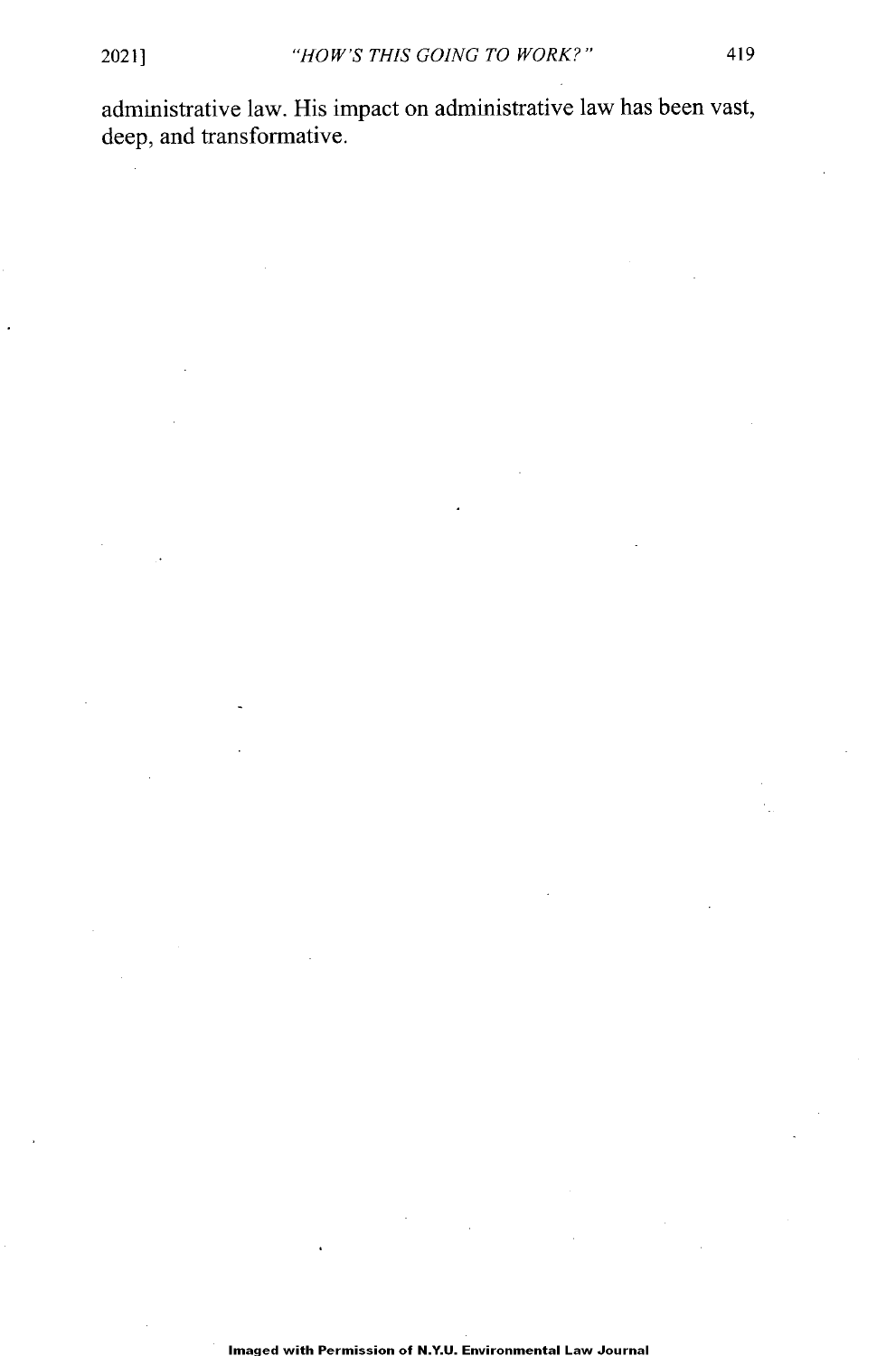administrative law. His impact on administrative law has been vast, deep, and transformative.